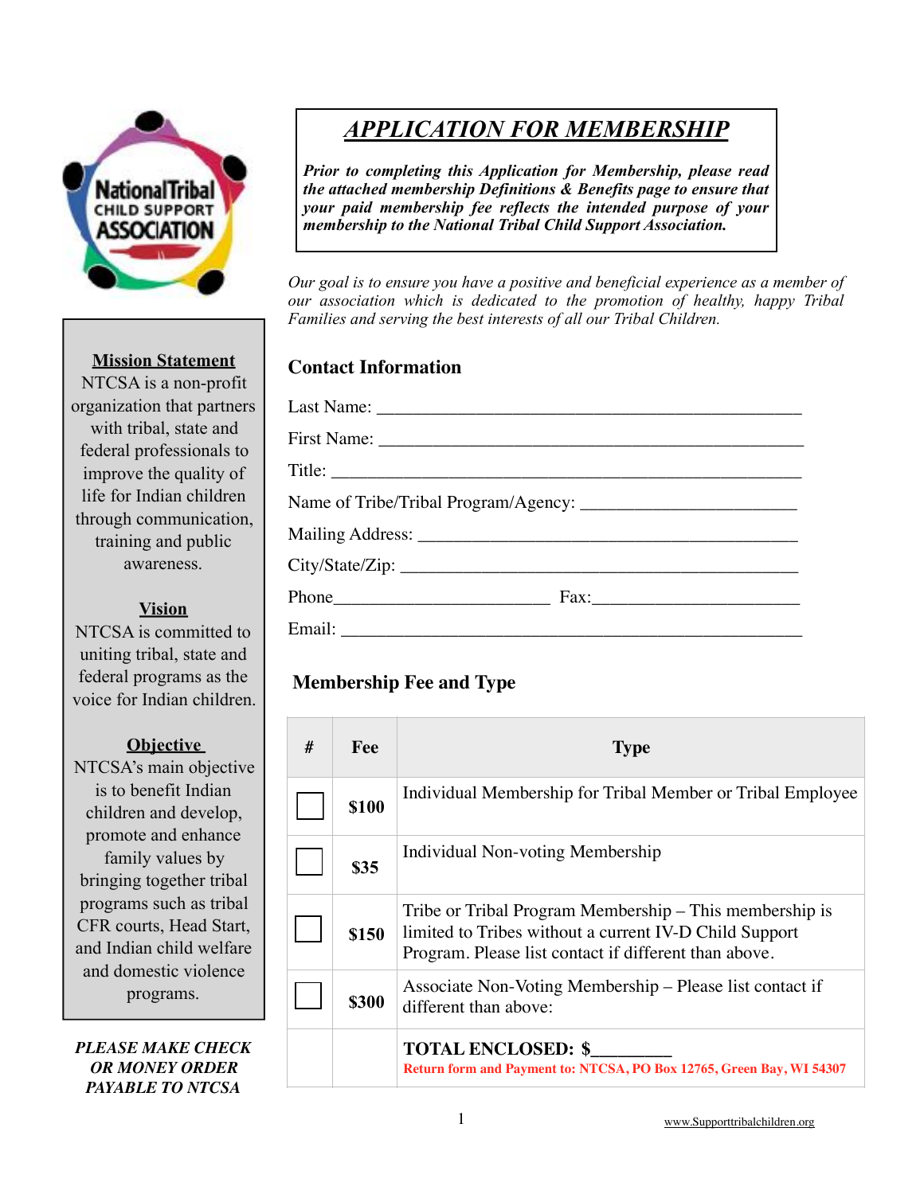# APPLICATION FOR MEMBERSHIP

***Prior to completing this Application for Membership, please read the attached membership Definitions & Benefits page to ensure that your paid membership fee reflects the intended purpose of your membership to the National Tribal Child Support Association.***

*Our goal is to ensure you have a positive and beneficial experience as a member of our association which is dedicated to the promotion of healthy, happy Tribal Families and serving the best interests of all our Tribal Children.*

**Mission Statement**
NTCSA is a non-profit organization that partners with tribal, state and federal professionals to improve the quality of life for Indian children through communication, training and public awareness.

**Vision**
NTCSA is committed to uniting tribal, state and federal programs as the voice for Indian children.

**Objective**
NTCSA's main objective is to benefit Indian children and develop, promote and enhance family values by bringing together tribal programs such as tribal CFR courts, Head Start, and Indian child welfare and domestic violence programs.

***PLEASE MAKE CHECK OR MONEY ORDER PAYABLE TO NTCSA***

## Contact Information

Last Name: ______________________________________________

First Name: ______________________________________________

Title: ______________________________________________

Name of Tribe/Tribal Program/Agency: ________________________

Mailing Address: ________________________________________

City/State/Zip: __________________________________________

Phone_______________________ Fax:______________________

Email: ______________________________________________

## Membership Fee and Type

| # | Fee | Type |
|---|---|---|
| ☐ | **$100** | Individual Membership for Tribal Member or Tribal Employee |
| ☐ | **$35** | Individual Non-voting Membership |
| ☐ | **$150** | Tribe or Tribal Program Membership – This membership is limited to Tribes without a current IV-D Child Support Program. Please list contact if different than above. |
| ☐ | **$300** | Associate Non-Voting Membership – Please list contact if different than above: |
| | | **TOTAL ENCLOSED: $________**<br>**Return form and Payment to: NTCSA, PO Box 12765, Green Bay, WI 54307** |

www.Supporttribalchildren.org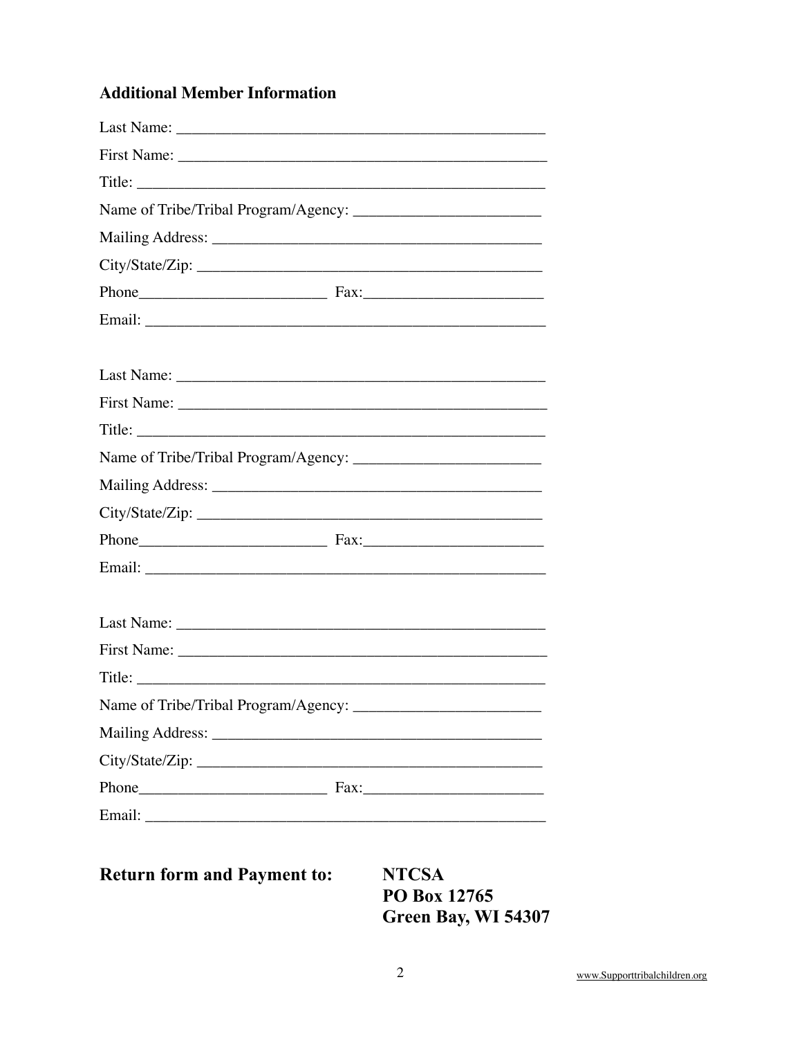### Additional Member Information

Last Name: ________________________________________________

First Name: ________________________________________________

Title: ____________________________________________________

Name of Tribe/Tribal Program/Agency: ________________________

Mailing Address: ___________________________________________

City/State/Zip: _____________________________________________

Phone________________________ Fax:_______________________

Email: _____________________________________________________

Last Name: ________________________________________________

First Name: ________________________________________________

Title: ____________________________________________________

Name of Tribe/Tribal Program/Agency: ________________________

Mailing Address: ___________________________________________

City/State/Zip: _____________________________________________

Phone________________________ Fax:_______________________

Email: _____________________________________________________

Last Name: ________________________________________________

First Name: ________________________________________________

Title: ____________________________________________________

Name of Tribe/Tribal Program/Agency: ________________________

Mailing Address: ___________________________________________

City/State/Zip: _____________________________________________

Phone________________________ Fax:_______________________

Email: _____________________________________________________

**Return form and Payment to:**

**NTCSA**
**PO Box 12765**
**Green Bay, WI 54307**

www.Supporttribalchildren.org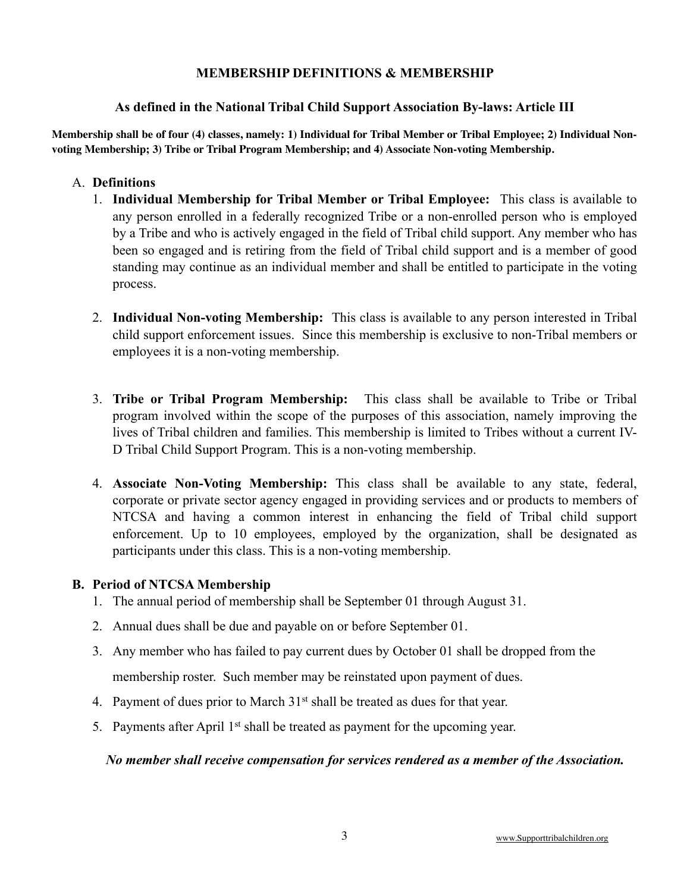## MEMBERSHIP DEFINITIONS & MEMBERSHIP

### As defined in the National Tribal Child Support Association By-laws: Article III

**Membership shall be of four (4) classes, namely: 1) Individual for Tribal Member or Tribal Employee; 2) Individual Non-voting Membership; 3) Tribe or Tribal Program Membership; and 4) Associate Non-voting Membership.**

A. **Definitions**

1. **Individual Membership for Tribal Member or Tribal Employee:** This class is available to any person enrolled in a federally recognized Tribe or a non-enrolled person who is employed by a Tribe and who is actively engaged in the field of Tribal child support. Any member who has been so engaged and is retiring from the field of Tribal child support and is a member of good standing may continue as an individual member and shall be entitled to participate in the voting process.

2. **Individual Non-voting Membership:** This class is available to any person interested in Tribal child support enforcement issues. Since this membership is exclusive to non-Tribal members or employees it is a non-voting membership.

3. **Tribe or Tribal Program Membership:** This class shall be available to Tribe or Tribal program involved within the scope of the purposes of this association, namely improving the lives of Tribal children and families. This membership is limited to Tribes without a current IV-D Tribal Child Support Program. This is a non-voting membership.

4. **Associate Non-Voting Membership:** This class shall be available to any state, federal, corporate or private sector agency engaged in providing services and or products to members of NTCSA and having a common interest in enhancing the field of Tribal child support enforcement. Up to 10 employees, employed by the organization, shall be designated as participants under this class. This is a non-voting membership.

**B. Period of NTCSA Membership**

1. The annual period of membership shall be September 01 through August 31.
2. Annual dues shall be due and payable on or before September 01.
3. Any member who has failed to pay current dues by October 01 shall be dropped from the membership roster. Such member may be reinstated upon payment of dues.
4. Payment of dues prior to March 31st shall be treated as dues for that year.
5. Payments after April 1st shall be treated as payment for the upcoming year.

***No member shall receive compensation for services rendered as a member of the Association.***